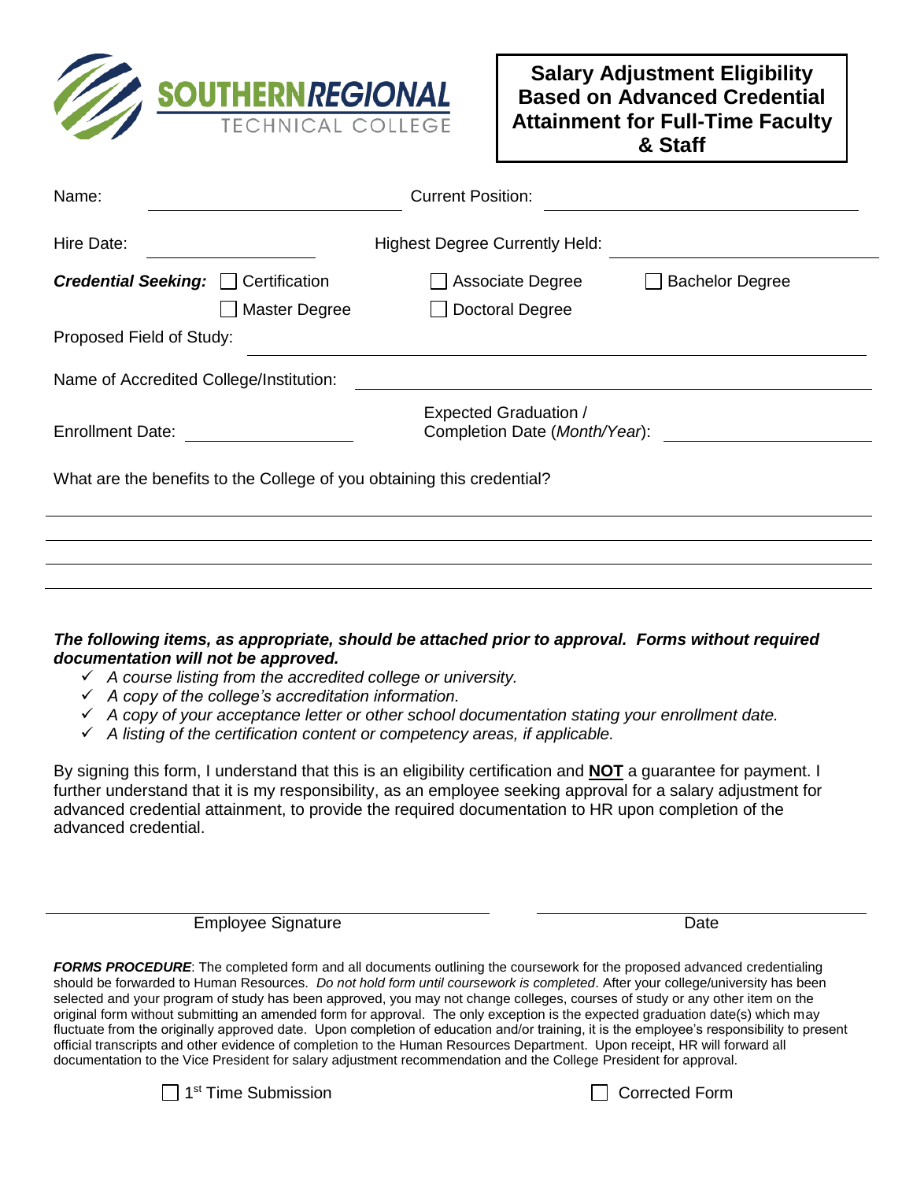**SOUTHERN REGIONAL**
TECHNICAL COLLEGE

# Salary Adjustment Eligibility Based on Advanced Credential Attainment for Full-Time Faculty & Staff

Name: ______________________ Current Position: ______________________

Hire Date: ______________ Highest Degree Currently Held: ______________________

***Credential Seeking:*** ☐ Certification ☐ Associate Degree ☐ Bachelor Degree ☐ Master Degree ☐ Doctoral Degree

Proposed Field of Study: ______________________

Name of Accredited College/Institution: ______________________

Enrollment Date: ______________ Expected Graduation / Completion Date (*Month/Year*): ______________

What are the benefits to the College of you obtaining this credential?

______________________________________________

______________________________________________

______________________________________________

______________________________________________

***The following items, as appropriate, should be attached prior to approval. Forms without required documentation will not be approved.***

- ✓ *A course listing from the accredited college or university.*
- ✓ *A copy of the college's accreditation information.*
- ✓ *A copy of your acceptance letter or other school documentation stating your enrollment date.*
- ✓ *A listing of the certification content or competency areas, if applicable.*

By signing this form, I understand that this is an eligibility certification and **NOT** a guarantee for payment. I further understand that it is my responsibility, as an employee seeking approval for a salary adjustment for advanced credential attainment, to provide the required documentation to HR upon completion of the advanced credential.

______________________________ ______________________

Employee Signature Date

***FORMS PROCEDURE***: The completed form and all documents outlining the coursework for the proposed advanced credentialing should be forwarded to Human Resources. *Do not hold form until coursework is completed*. After your college/university has been selected and your program of study has been approved, you may not change colleges, courses of study or any other item on the original form without submitting an amended form for approval. The only exception is the expected graduation date(s) which may fluctuate from the originally approved date. Upon completion of education and/or training, it is the employee's responsibility to present official transcripts and other evidence of completion to the Human Resources Department. Upon receipt, HR will forward all documentation to the Vice President for salary adjustment recommendation and the College President for approval.

☐ 1st Time Submission ☐ Corrected Form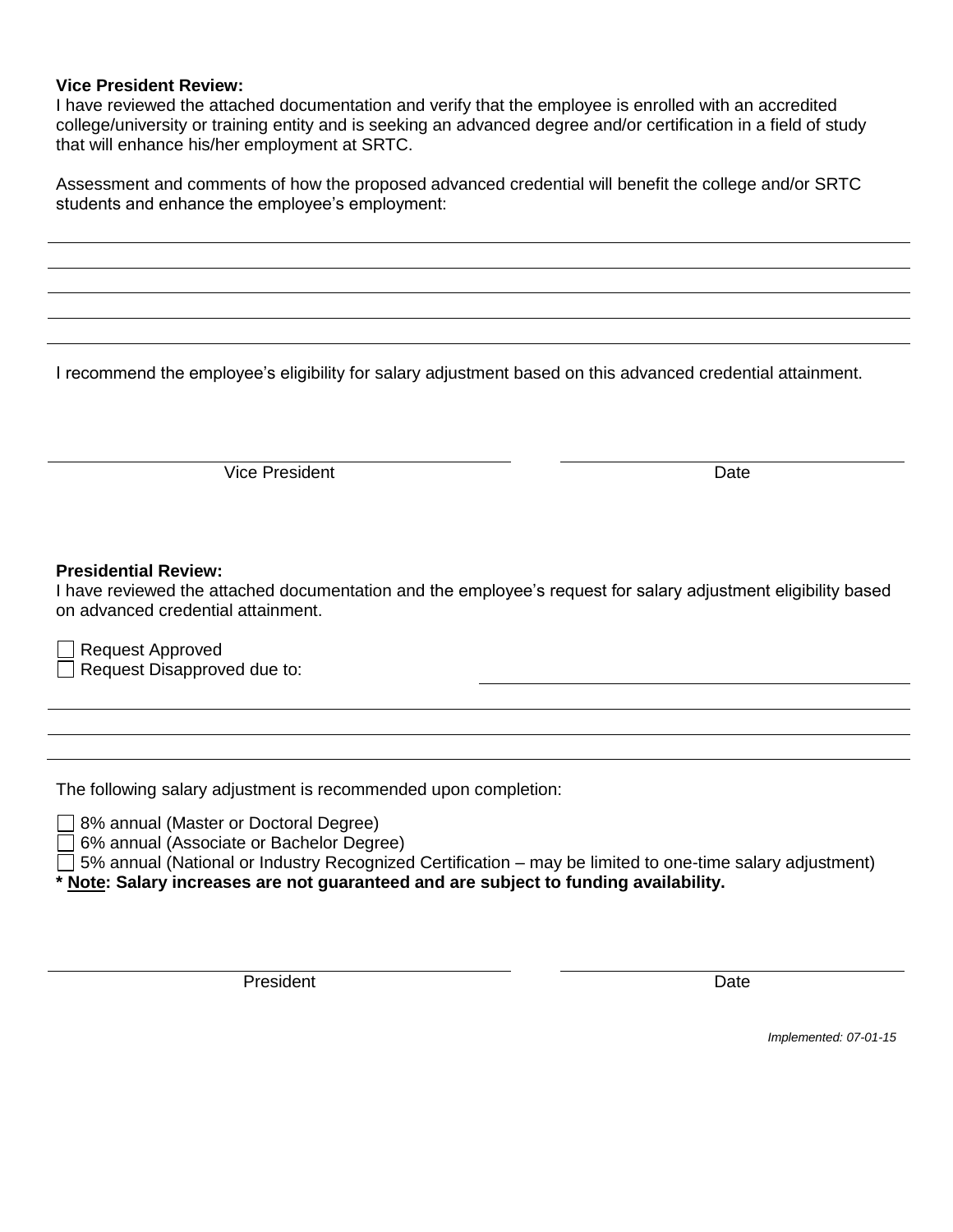**Vice President Review:**
I have reviewed the attached documentation and verify that the employee is enrolled with an accredited college/university or training entity and is seeking an advanced degree and/or certification in a field of study that will enhance his/her employment at SRTC.

Assessment and comments of how the proposed advanced credential will benefit the college and/or SRTC students and enhance the employee's employment:

\_\_\_\_\_\_\_\_\_\_\_\_\_\_\_\_\_\_\_\_\_\_\_\_\_\_\_\_\_\_\_\_\_\_\_\_\_\_\_\_\_\_\_\_\_\_\_\_\_\_\_\_\_\_\_\_\_\_\_\_\_\_\_\_\_\_\_\_\_\_\_\_

\_\_\_\_\_\_\_\_\_\_\_\_\_\_\_\_\_\_\_\_\_\_\_\_\_\_\_\_\_\_\_\_\_\_\_\_\_\_\_\_\_\_\_\_\_\_\_\_\_\_\_\_\_\_\_\_\_\_\_\_\_\_\_\_\_\_\_\_\_\_\_\_

\_\_\_\_\_\_\_\_\_\_\_\_\_\_\_\_\_\_\_\_\_\_\_\_\_\_\_\_\_\_\_\_\_\_\_\_\_\_\_\_\_\_\_\_\_\_\_\_\_\_\_\_\_\_\_\_\_\_\_\_\_\_\_\_\_\_\_\_\_\_\_\_

\_\_\_\_\_\_\_\_\_\_\_\_\_\_\_\_\_\_\_\_\_\_\_\_\_\_\_\_\_\_\_\_\_\_\_\_\_\_\_\_\_\_\_\_\_\_\_\_\_\_\_\_\_\_\_\_\_\_\_\_\_\_\_\_\_\_\_\_\_\_\_\_

I recommend the employee's eligibility for salary adjustment based on this advanced credential attainment.

\_\_\_\_\_\_\_\_\_\_\_\_\_\_\_\_\_\_\_\_\_\_\_\_\_\_\_\_\_\_\_\_\_\_\_\_ \_\_\_\_\_\_\_\_\_\_\_\_\_\_\_\_\_\_\_\_\_\_\_\_\_\_\_\_

Vice President Date

**Presidential Review:**
I have reviewed the attached documentation and the employee's request for salary adjustment eligibility based on advanced credential attainment.

- ☐ Request Approved
- ☐ Request Disapproved due to: \_\_\_\_\_\_\_\_\_\_\_\_\_\_\_\_\_\_\_\_\_\_\_\_\_\_\_\_\_\_\_\_

\_\_\_\_\_\_\_\_\_\_\_\_\_\_\_\_\_\_\_\_\_\_\_\_\_\_\_\_\_\_\_\_\_\_\_\_\_\_\_\_\_\_\_\_\_\_\_\_\_\_\_\_\_\_\_\_\_\_\_\_\_\_\_\_\_\_\_\_\_\_\_\_

\_\_\_\_\_\_\_\_\_\_\_\_\_\_\_\_\_\_\_\_\_\_\_\_\_\_\_\_\_\_\_\_\_\_\_\_\_\_\_\_\_\_\_\_\_\_\_\_\_\_\_\_\_\_\_\_\_\_\_\_\_\_\_\_\_\_\_\_\_\_\_\_

\_\_\_\_\_\_\_\_\_\_\_\_\_\_\_\_\_\_\_\_\_\_\_\_\_\_\_\_\_\_\_\_\_\_\_\_\_\_\_\_\_\_\_\_\_\_\_\_\_\_\_\_\_\_\_\_\_\_\_\_\_\_\_\_\_\_\_\_\_\_\_\_

The following salary adjustment is recommended upon completion:

- ☐ 8% annual (Master or Doctoral Degree)
- ☐ 6% annual (Associate or Bachelor Degree)
- ☐ 5% annual (National or Industry Recognized Certification – may be limited to one-time salary adjustment)

**\* <u>Note</u>: Salary increases are not guaranteed and are subject to funding availability.**

\_\_\_\_\_\_\_\_\_\_\_\_\_\_\_\_\_\_\_\_\_\_\_\_\_\_\_\_\_\_\_\_\_\_\_\_ \_\_\_\_\_\_\_\_\_\_\_\_\_\_\_\_\_\_\_\_\_\_\_\_\_\_\_\_

President Date

*Implemented: 07-01-15*